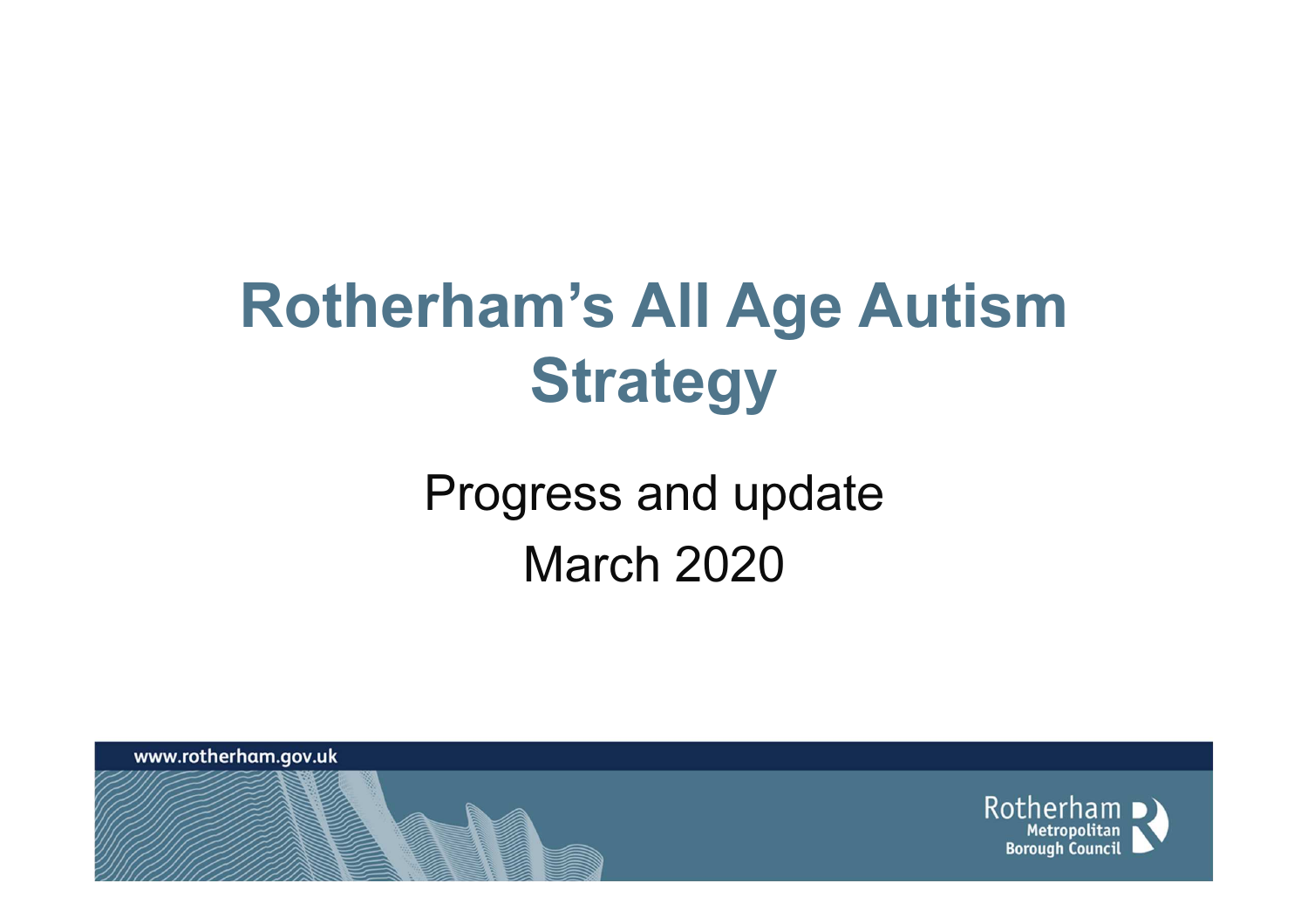# Rotherham's All Age Autism Strategy

Progress and update

March 2020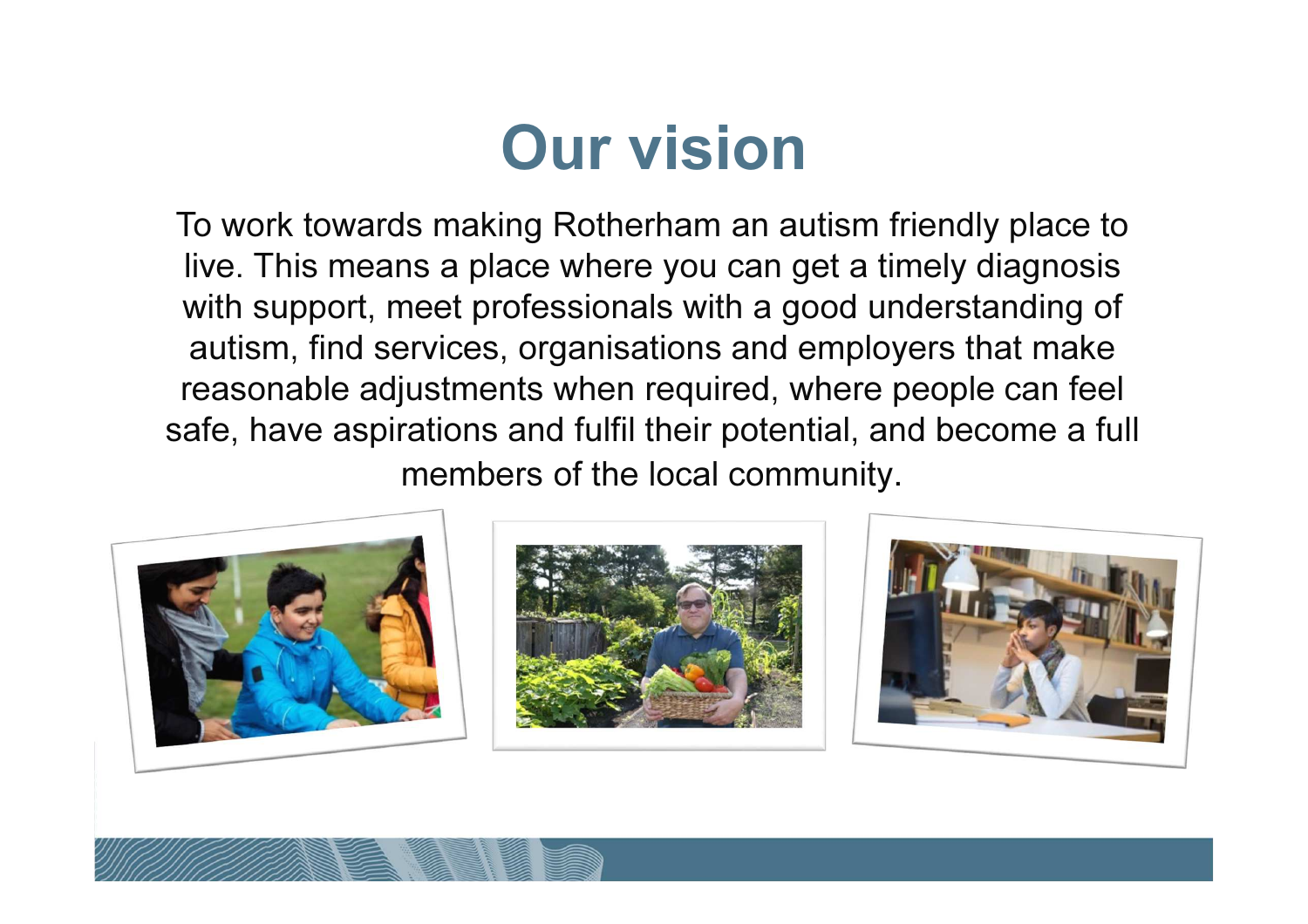# Our vision

To work towards making Rotherham an autism friendly place to live. This means a place where you can get a timely diagnosis with support, meet professionals with a good understanding of autism, find services, organisations and employers that make reasonable adjustments when required, where people can feel safe, have aspirations and fulfil their potential, and become a full members of the local community.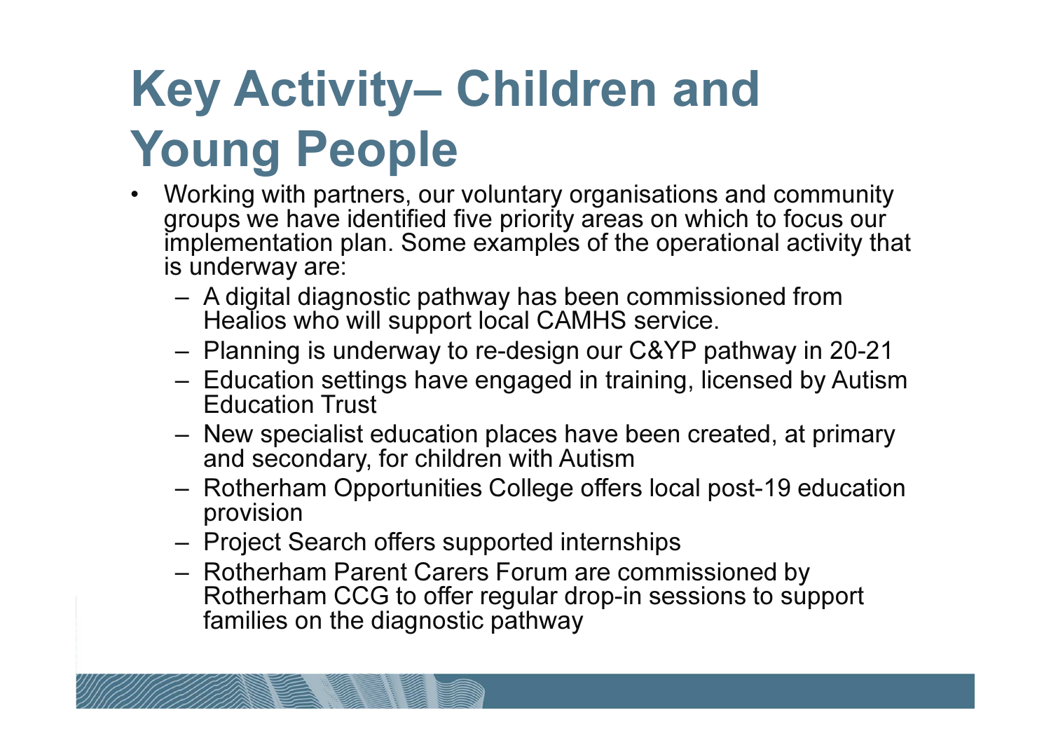# Key Activity– Children and Young People

- Working with partners, our voluntary organisations and community groups we have identified five priority areas on which to focus our implementation plan. Some examples of the operational activity that is underway are:
  - A digital diagnostic pathway has been commissioned from Healios who will support local CAMHS service.
  - Planning is underway to re-design our C&YP pathway in 20-21
  - Education settings have engaged in training, licensed by Autism Education Trust
  - New specialist education places have been created, at primary and secondary, for children with Autism
  - Rotherham Opportunities College offers local post-19 education provision
  - Project Search offers supported internships
  - Rotherham Parent Carers Forum are commissioned by Rotherham CCG to offer regular drop-in sessions to support families on the diagnostic pathway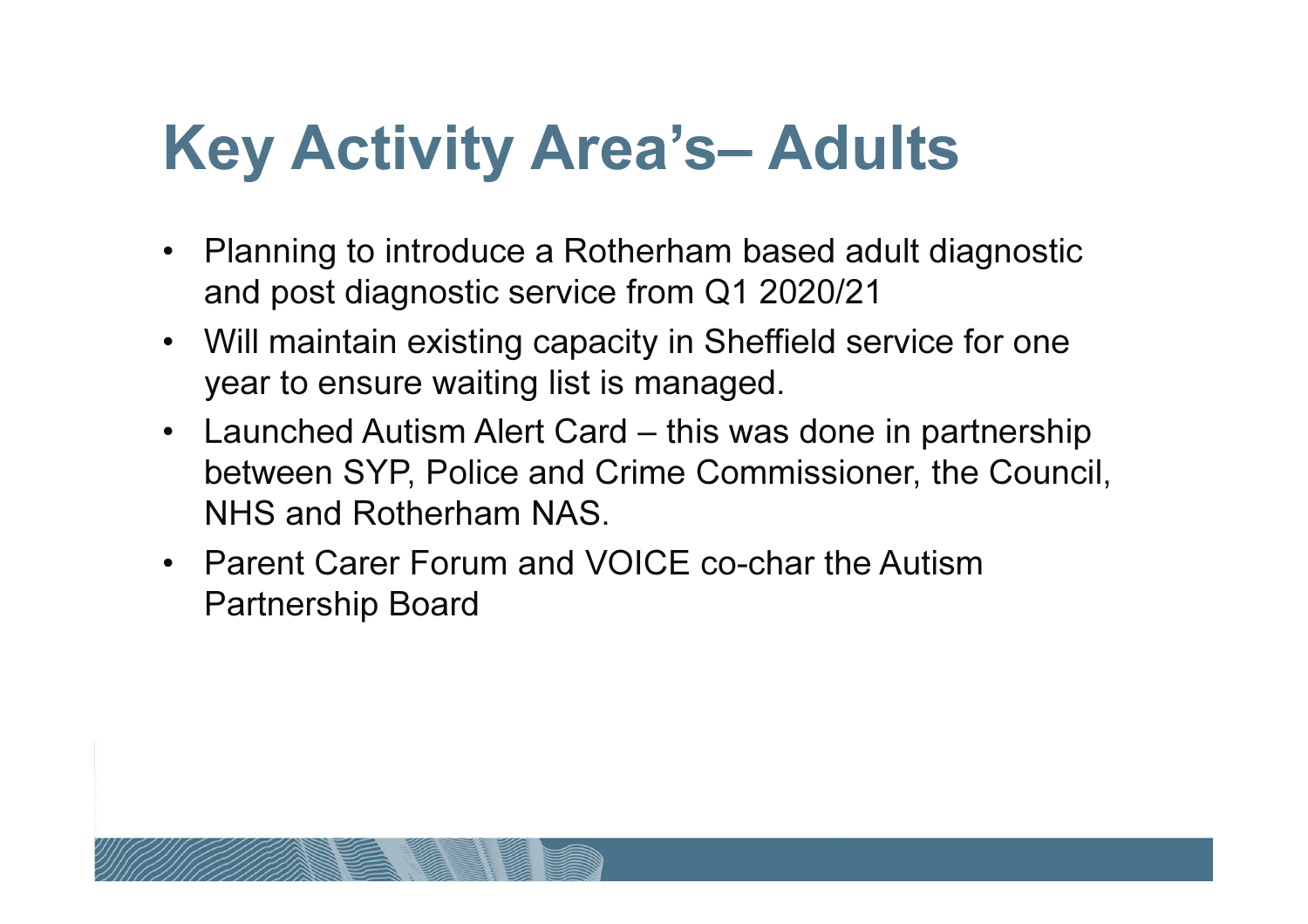# Key Activity Area's– Adults

- Planning to introduce a Rotherham based adult diagnostic and post diagnostic service from Q1 2020/21
- Will maintain existing capacity in Sheffield service for one year to ensure waiting list is managed.
- Launched Autism Alert Card – this was done in partnership between SYP, Police and Crime Commissioner, the Council, NHS and Rotherham NAS.
- Parent Carer Forum and VOICE co-char the Autism Partnership Board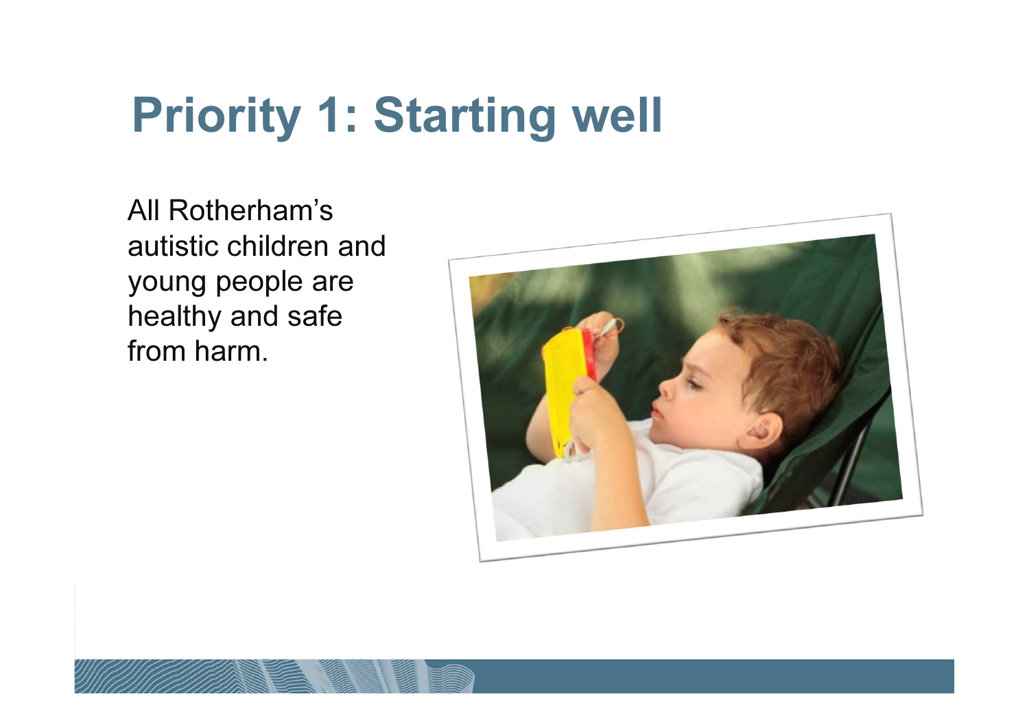# Priority 1: Starting well

All Rotherham's autistic children and young people are healthy and safe from harm.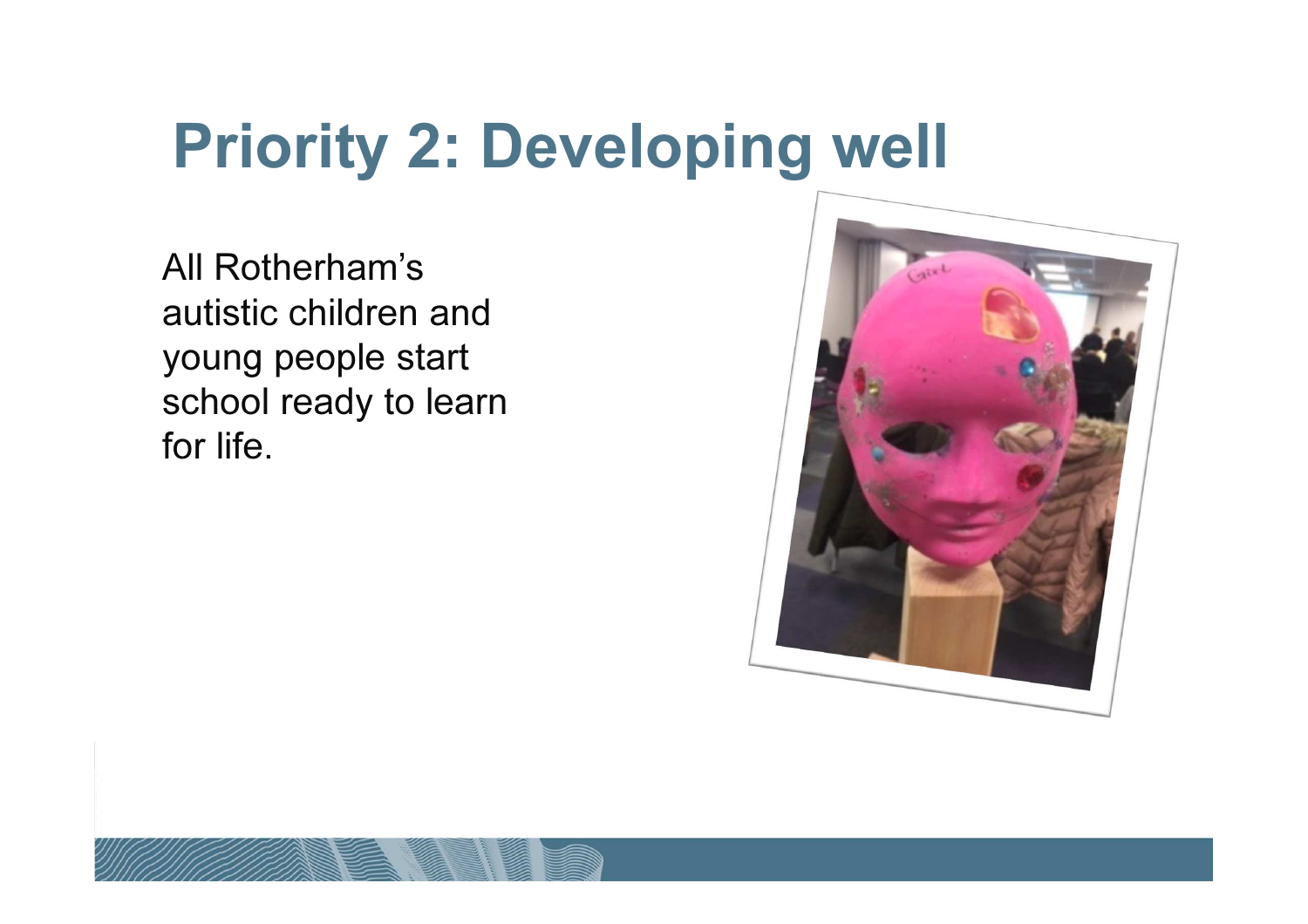# Priority 2: Developing well

All Rotherham's autistic children and young people start school ready to learn for life.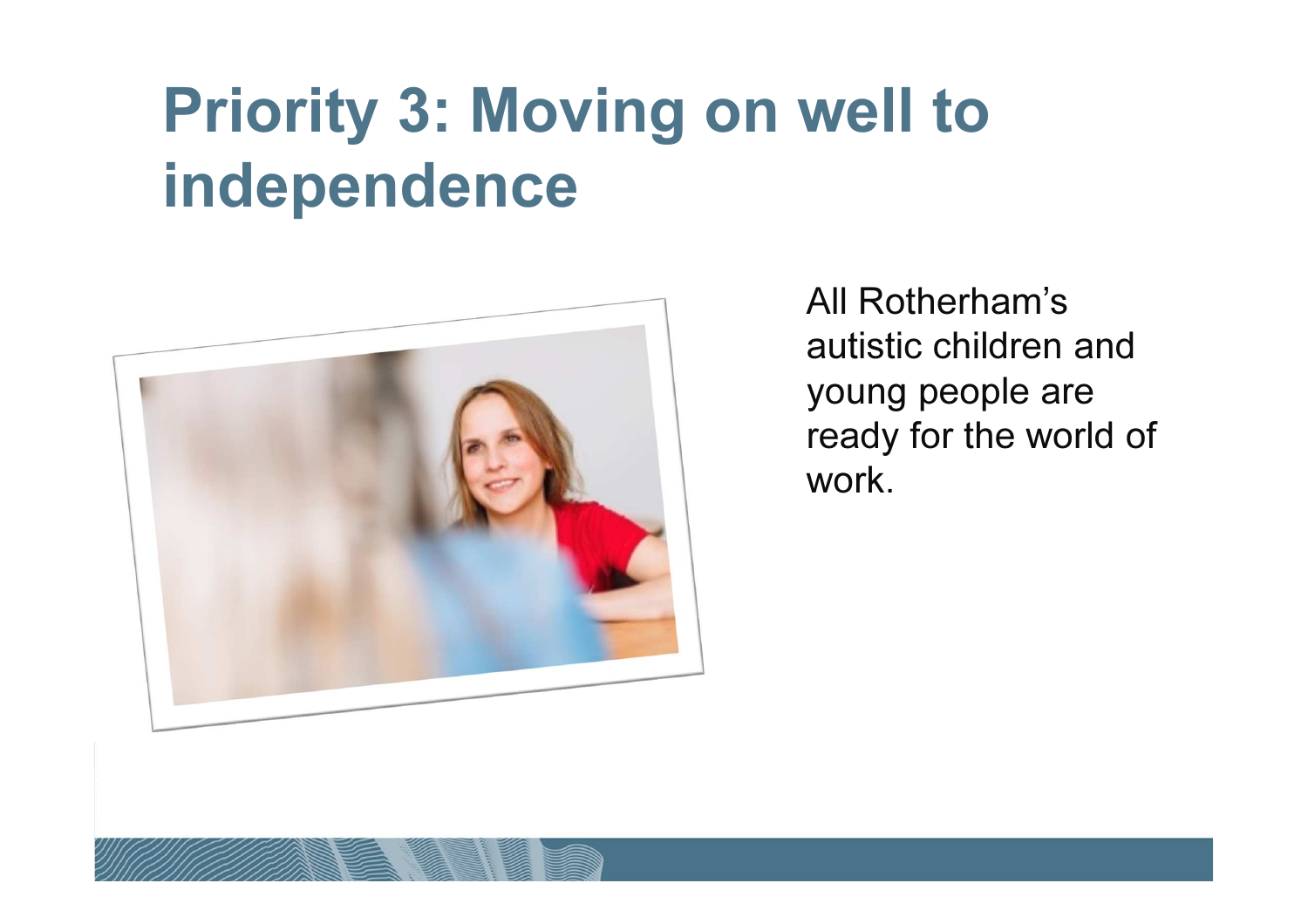# Priority 3: Moving on well to independence

All Rotherham's autistic children and young people are ready for the world of work.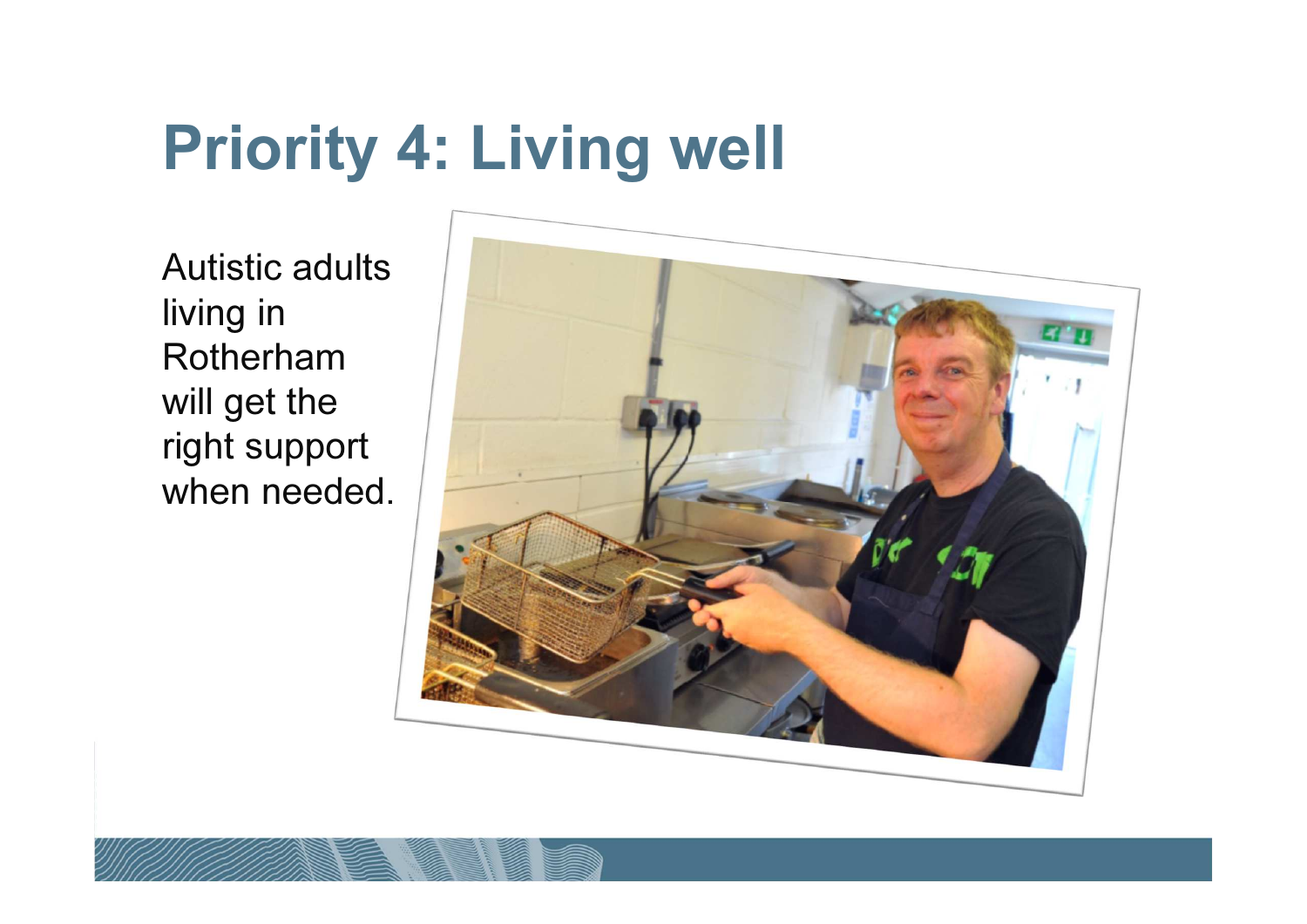# Priority 4: Living well

Autistic adults living in Rotherham will get the right support when needed.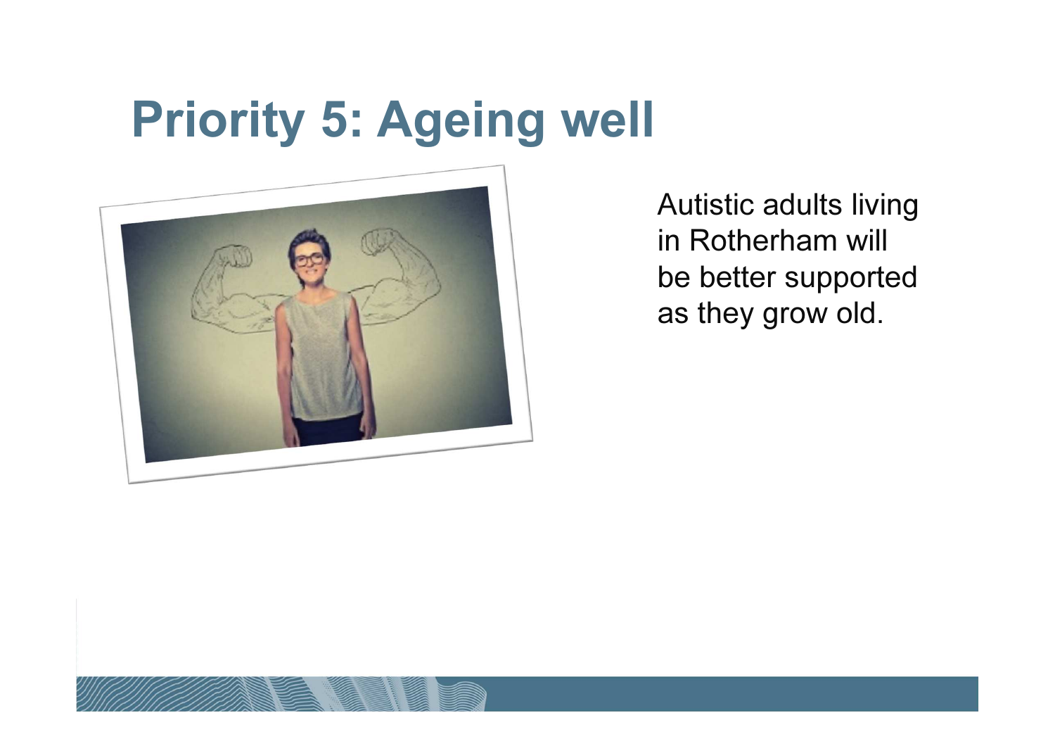# Priority 5: Ageing well

Autistic adults living in Rotherham will be better supported as they grow old.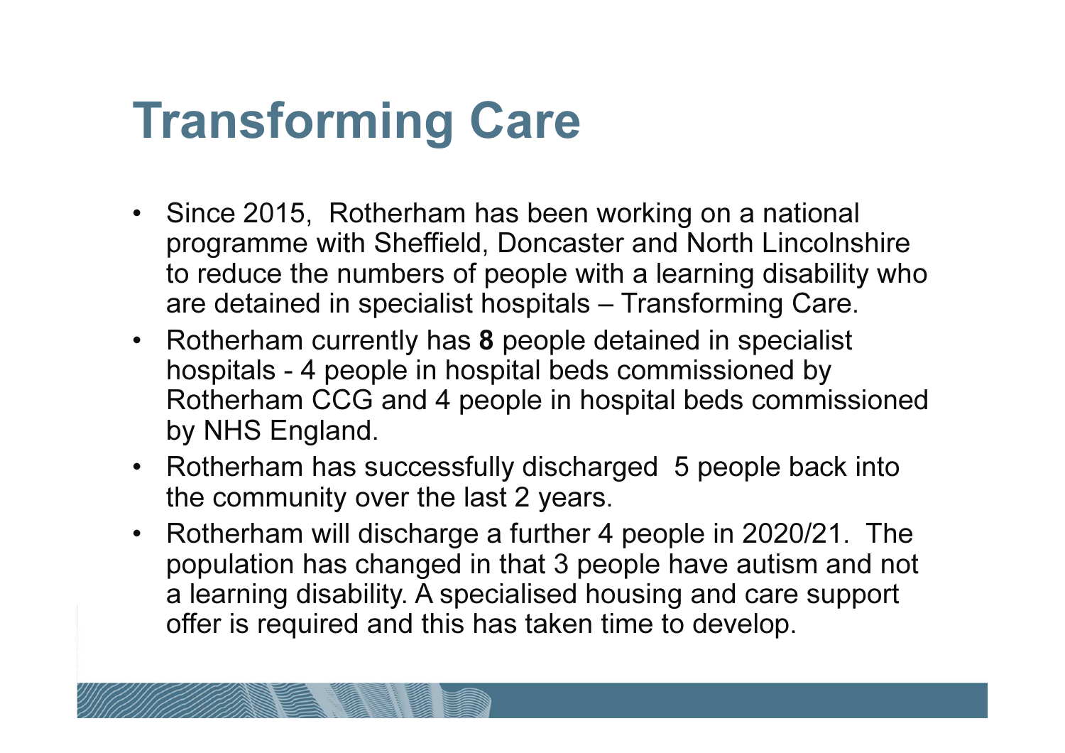# Transforming Care

- Since 2015, Rotherham has been working on a national programme with Sheffield, Doncaster and North Lincolnshire to reduce the numbers of people with a learning disability who are detained in specialist hospitals – Transforming Care.
- Rotherham currently has **8** people detained in specialist hospitals - 4 people in hospital beds commissioned by Rotherham CCG and 4 people in hospital beds commissioned by NHS England.
- Rotherham has successfully discharged 5 people back into the community over the last 2 years.
- Rotherham will discharge a further 4 people in 2020/21. The population has changed in that 3 people have autism and not a learning disability. A specialised housing and care support offer is required and this has taken time to develop.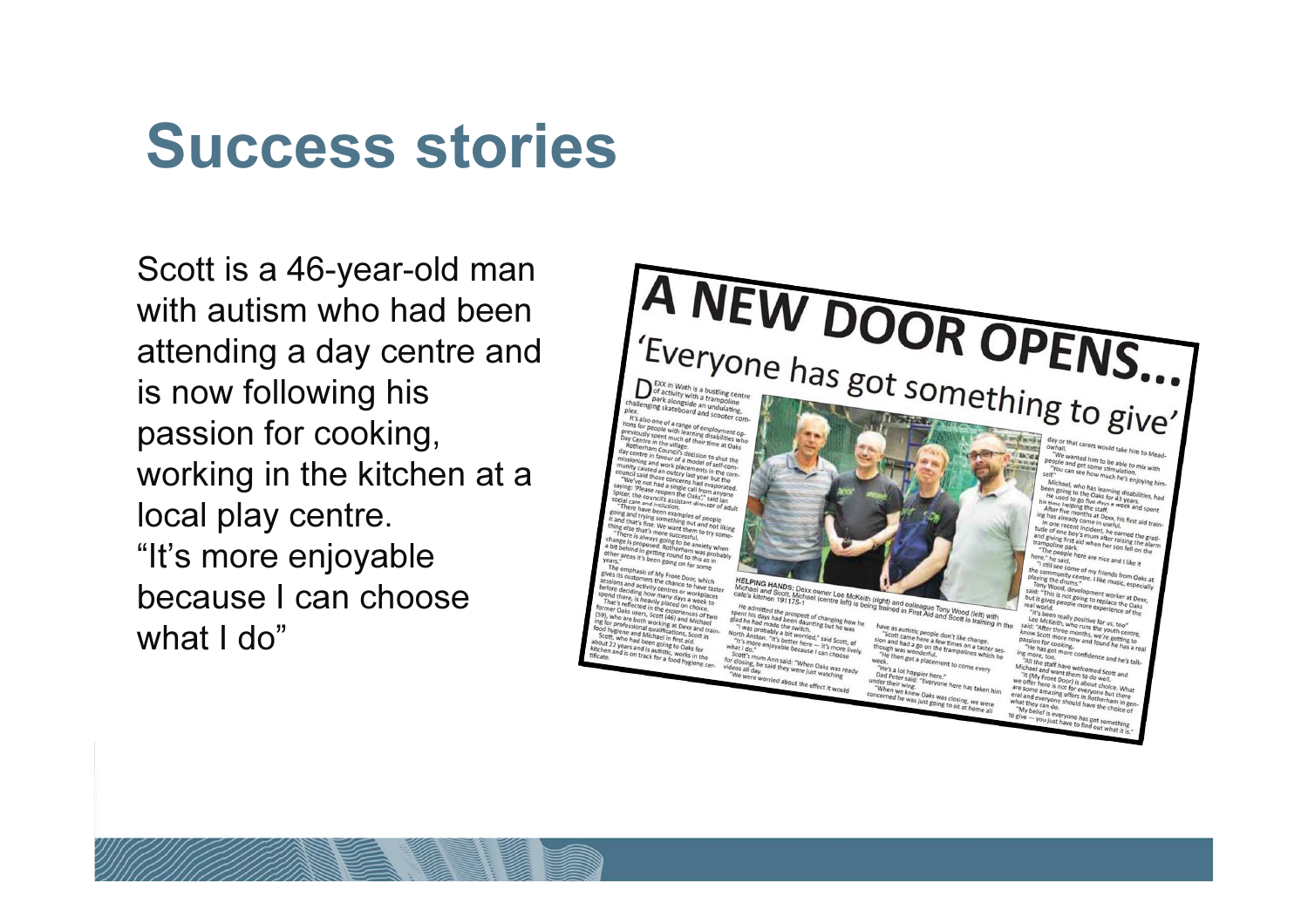# Success stories

Scott is a 46-year-old man with autism who had been attending a day centre and is now following his passion for cooking, working in the kitchen at a local play centre.

"It's more enjoyable because I can choose what I do"

## A NEW DOOR OPENS...

### 'Everyone has got something to give'

HELPING HANDS: Dexx owner Lee McKeith (right) and colleague Tony Wood (left) with Michael and Scott. Michael (centre left) is being trained in First Aid and Scott is training in the cafe's kitchen 191175-1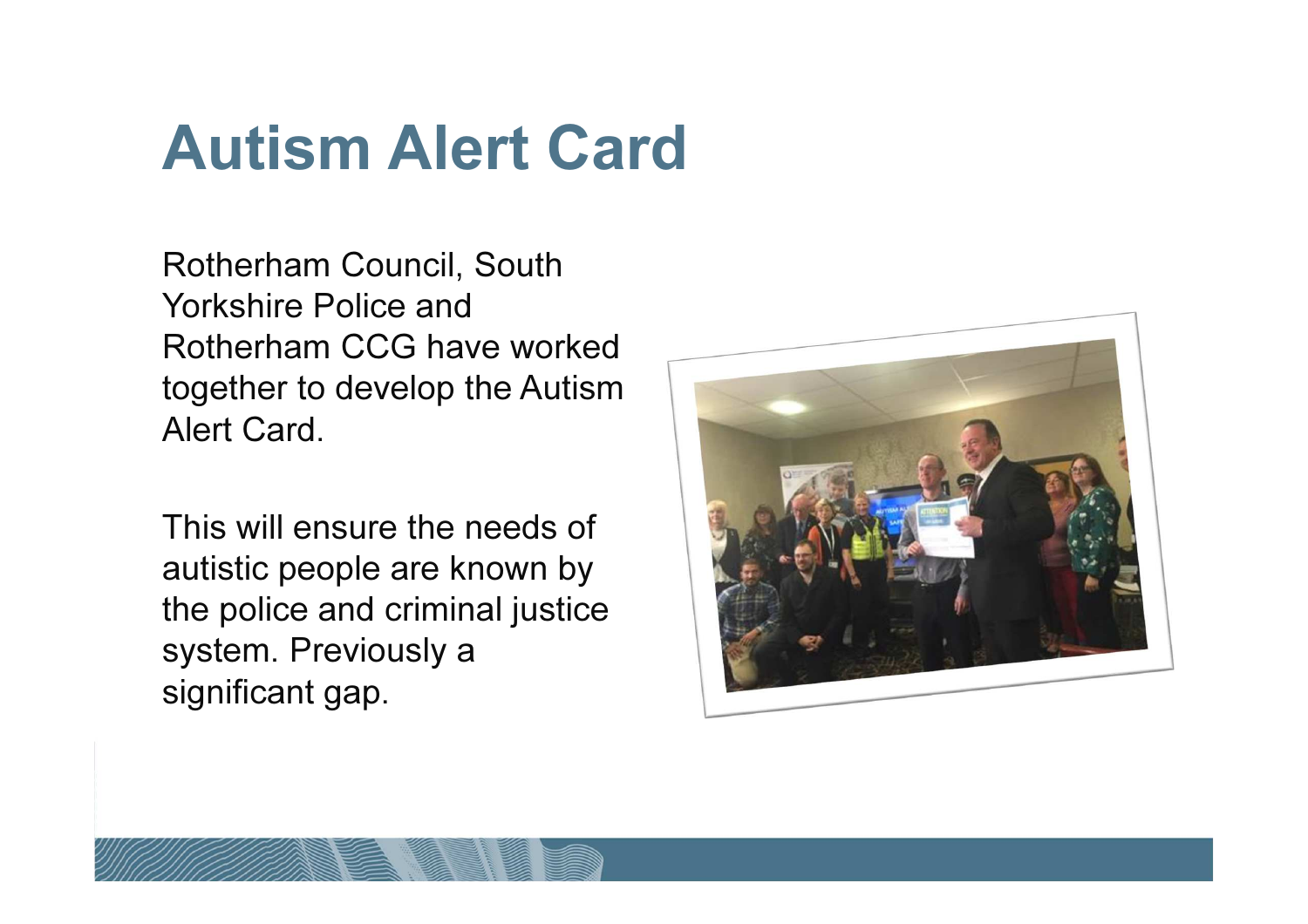# Autism Alert Card

Rotherham Council, South Yorkshire Police and Rotherham CCG have worked together to develop the Autism Alert Card.

This will ensure the needs of autistic people are known by the police and criminal justice system. Previously a significant gap.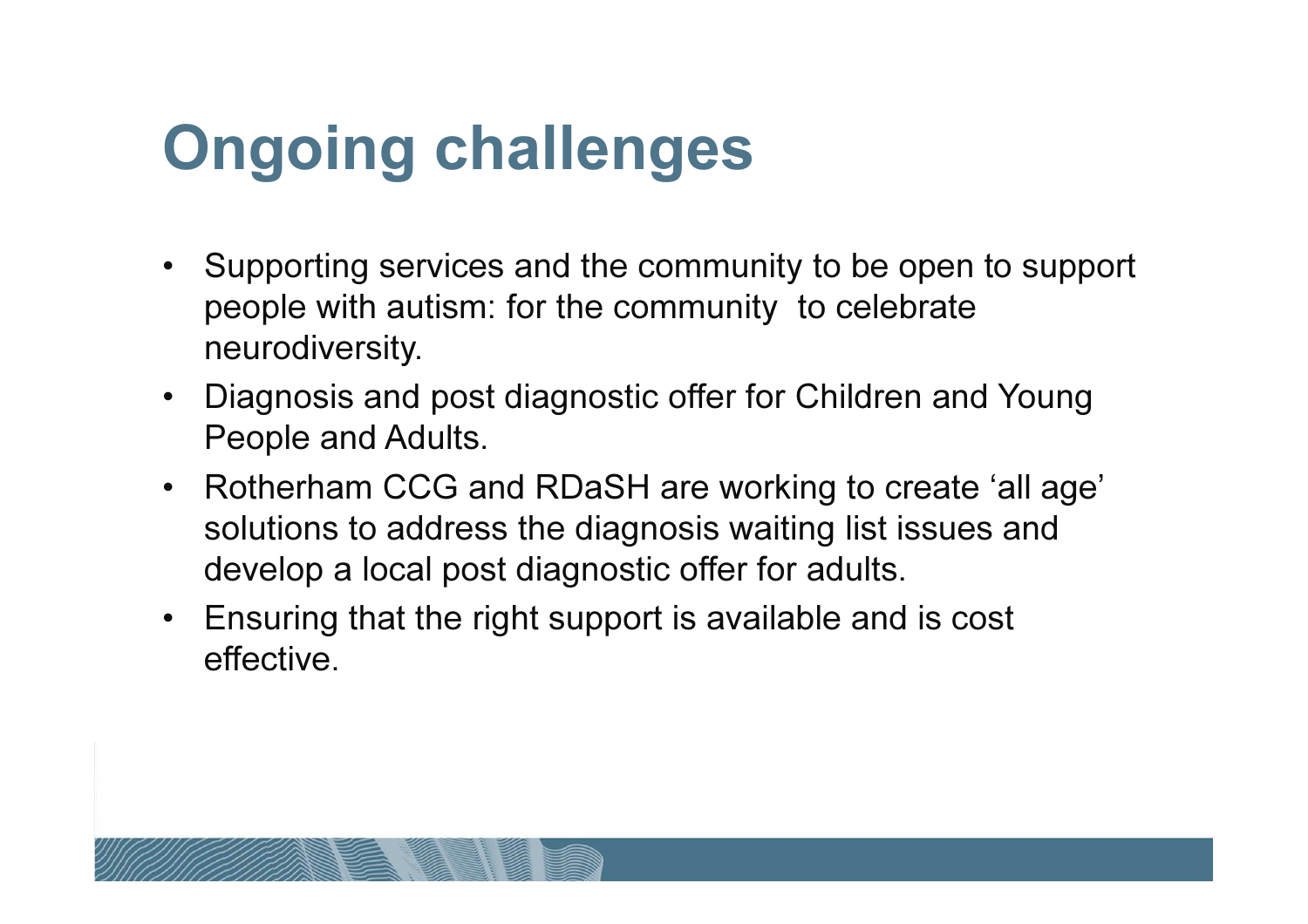# Ongoing challenges

- Supporting services and the community to be open to support people with autism: for the community to celebrate neurodiversity.
- Diagnosis and post diagnostic offer for Children and Young People and Adults.
- Rotherham CCG and RDaSH are working to create 'all age' solutions to address the diagnosis waiting list issues and develop a local post diagnostic offer for adults.
- Ensuring that the right support is available and is cost effective.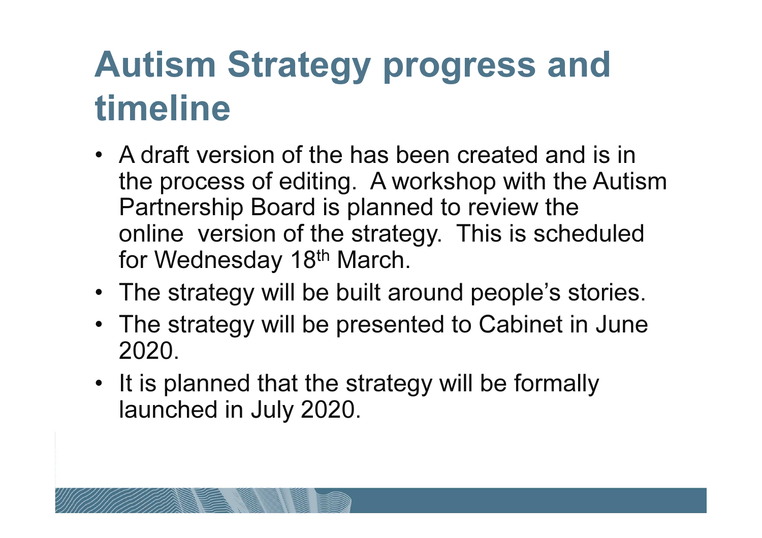# Autism Strategy progress and timeline

- A draft version of the has been created and is in the process of editing. A workshop with the Autism Partnership Board is planned to review the online version of the strategy. This is scheduled for Wednesday 18th March.
- The strategy will be built around people's stories.
- The strategy will be presented to Cabinet in June 2020.
- It is planned that the strategy will be formally launched in July 2020.